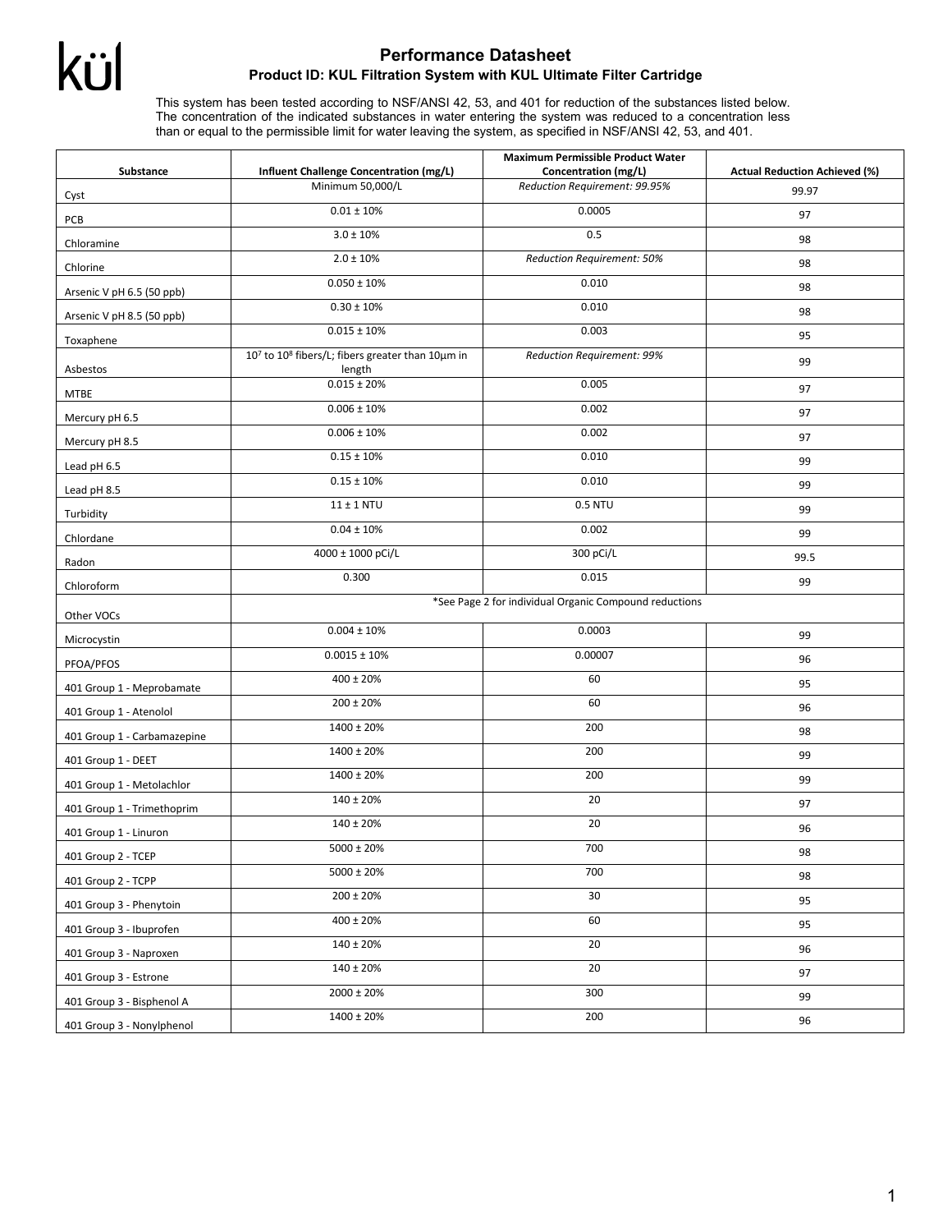# Performance Datasheet

## Product ID: KUL Filtration System with KUL Ultimate Filter Cartridge

This system has been tested according to NSF/ANSI 42, 53, and 401 for reduction of the substances listed below. The concentration of the indicated substances in water entering the system was reduced to a concentration less than or equal to the permissible limit for water leaving the system, as specified in NSF/ANSI 42, 53, and 401.

| Substance | Influent Challenge Concentration (mg/L) | Maximum Permissible Product Water Concentration (mg/L) | Actual Reduction Achieved (%) |
|---|---|---|---|
| Cyst | Minimum 50,000/L | *Reduction Requirement: 99.95%* | 99.97 |
| PCB | 0.01 ± 10% | 0.0005 | 97 |
| Chloramine | 3.0 ± 10% | 0.5 | 98 |
| Chlorine | 2.0 ± 10% | *Reduction Requirement: 50%* | 98 |
| Arsenic V pH 6.5 (50 ppb) | 0.050 ± 10% | 0.010 | 98 |
| Arsenic V pH 8.5 (50 ppb) | 0.30 ± 10% | 0.010 | 98 |
| Toxaphene | 0.015 ± 10% | 0.003 | 95 |
| Asbestos | $10^7$ to $10^8$ fibers/L; fibers greater than 10µm in length | *Reduction Requirement: 99%* | 99 |
| MTBE | 0.015 ± 20% | 0.005 | 97 |
| Mercury pH 6.5 | 0.006 ± 10% | 0.002 | 97 |
| Mercury pH 8.5 | 0.006 ± 10% | 0.002 | 97 |
| Lead pH 6.5 | 0.15 ± 10% | 0.010 | 99 |
| Lead pH 8.5 | 0.15 ± 10% | 0.010 | 99 |
| Turbidity | 11 ± 1 NTU | 0.5 NTU | 99 |
| Chlordane | 0.04 ± 10% | 0.002 | 99 |
| Radon | 4000 ± 1000 pCi/L | 300 pCi/L | 99.5 |
| Chloroform | 0.300 | 0.015 | 99 |
| Other VOCs | *See Page 2 for individual Organic Compound reductions | | |
| Microcystin | 0.004 ± 10% | 0.0003 | 99 |
| PFOA/PFOS | 0.0015 ± 10% | 0.00007 | 96 |
| 401 Group 1 - Meprobamate | 400 ± 20% | 60 | 95 |
| 401 Group 1 - Atenolol | 200 ± 20% | 60 | 96 |
| 401 Group 1 - Carbamazepine | 1400 ± 20% | 200 | 98 |
| 401 Group 1 - DEET | 1400 ± 20% | 200 | 99 |
| 401 Group 1 - Metolachlor | 1400 ± 20% | 200 | 99 |
| 401 Group 1 - Trimethoprim | 140 ± 20% | 20 | 97 |
| 401 Group 1 - Linuron | 140 ± 20% | 20 | 96 |
| 401 Group 2 - TCEP | 5000 ± 20% | 700 | 98 |
| 401 Group 2 - TCPP | 5000 ± 20% | 700 | 98 |
| 401 Group 3 - Phenytoin | 200 ± 20% | 30 | 95 |
| 401 Group 3 - Ibuprofen | 400 ± 20% | 60 | 95 |
| 401 Group 3 - Naproxen | 140 ± 20% | 20 | 96 |
| 401 Group 3 - Estrone | 140 ± 20% | 20 | 97 |
| 401 Group 3 - Bisphenol A | 2000 ± 20% | 300 | 99 |
| 401 Group 3 - Nonylphenol | 1400 ± 20% | 200 | 96 |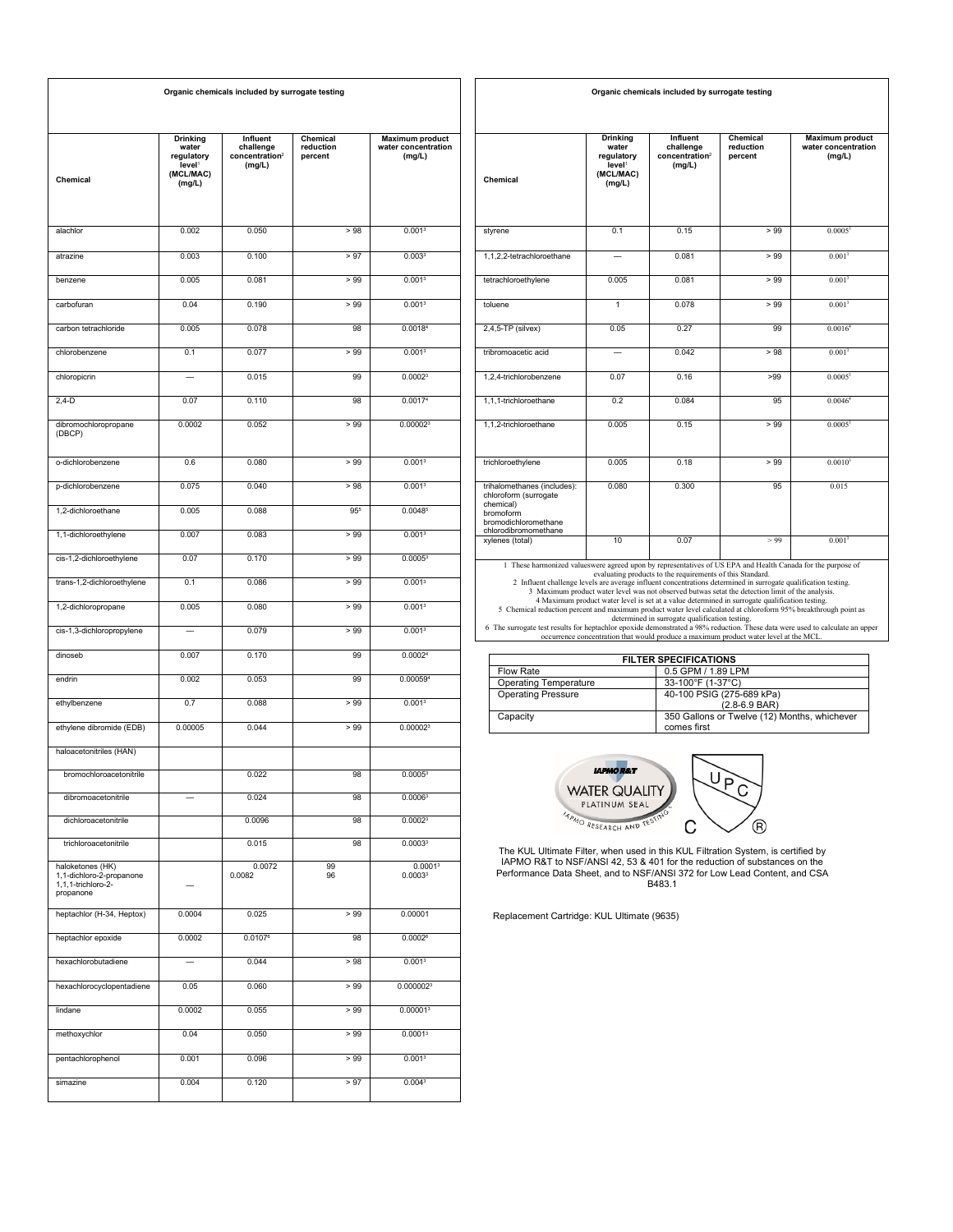## Organic chemicals included by surrogate testing

| Chemical | Drinking water regulatory level[1] (MCL/MAC) (mg/L) | Influent challenge concentration[2] (mg/L) | Chemical reduction percent | Maximum product water concentration (mg/L) |
|---|---|---|---|---|
| alachlor | 0.002 | 0.050 | > 98 | 0.001[3] |
| atrazine | 0.003 | 0.100 | > 97 | 0.003[3] |
| benzene | 0.005 | 0.081 | > 99 | 0.001[3] |
| carbofuran | 0.04 | 0.190 | > 99 | 0.001[3] |
| carbon tetrachloride | 0.005 | 0.078 | 98 | 0.0018[4] |
| chlorobenzene | 0.1 | 0.077 | > 99 | 0.001[3] |
| chloropicrin | — | 0.015 | 99 | 0.0002[3] |
| 2,4-D | 0.07 | 0.110 | 98 | 0.0017[4] |
| dibromochloropropane (DBCP) | 0.0002 | 0.052 | > 99 | 0.00002[3] |
| o-dichlorobenzene | 0.6 | 0.080 | > 99 | 0.001[3] |
| p-dichlorobenzene | 0.075 | 0.040 | > 98 | 0.001[3] |
| 1,2-dichloroethane | 0.005 | 0.088 | 95[5] | 0.0048[5] |
| 1,1-dichloroethylene | 0.007 | 0.083 | > 99 | 0.001[3] |
| cis-1,2-dichloroethylene | 0.07 | 0.170 | > 99 | 0.0005[3] |
| trans-1,2-dichloroethylene | 0.1 | 0.086 | > 99 | 0.001[3] |
| 1,2-dichloropropane | 0.005 | 0.080 | > 99 | 0.001[3] |
| cis-1,3-dichloropropylene | — | 0.079 | > 99 | 0.001[3] |
| dinoseb | 0.007 | 0.170 | 99 | 0.0002[4] |
| endrin | 0.002 | 0.053 | 99 | 0.00059[4] |
| ethylbenzene | 0.7 | 0.088 | > 99 | 0.001[3] |
| ethylene dibromide (EDB) | 0.00005 | 0.044 | > 99 | 0.00002[3] |
| haloacetonitriles (HAN) | | | | |
| bromochloroacetonitrile | | 0.022 | 98 | 0.0005[3] |
| dibromoacetonitrile | — | 0.024 | 98 | 0.0006[3] |
| dichloroacetonitrile | | 0.0096 | 98 | 0.0002[3] |
| trichloroacetonitrile | | 0.015 | 98 | 0.0003[3] |
| haloketones (HK) 1,1-dichloro-2-propanone 1,1,1-trichloro-2-propanone | — | 0.0072 0.0082 | 99 96 | 0.0001[3] 0.0003[3] |
| heptachlor (H-34, Heptox) | 0.0004 | 0.025 | > 99 | 0.00001 |
| heptachlor epoxide | 0.0002 | 0.0107[6] | 98 | 0.0002[6] |
| hexachlorobutadiene | — | 0.044 | > 98 | 0.001[3] |
| hexachlorocyclopentadiene | 0.05 | 0.060 | > 99 | 0.000002[3] |
| lindane | 0.0002 | 0.055 | > 99 | 0.00001[3] |
| methoxychlor | 0.04 | 0.050 | > 99 | 0.0001[3] |
| pentachlorophenol | 0.001 | 0.096 | > 99 | 0.001[3] |
| simazine | 0.004 | 0.120 | > 97 | 0.004[3] |
| styrene | 0.1 | 0.15 | > 99 | 0.0005[3] |
| 1,1,2,2-tetrachloroethane | — | 0.081 | > 99 | 0.001[3] |
| tetrachloroethylene | 0.005 | 0.081 | > 99 | 0.001[3] |
| toluene | 1 | 0.078 | > 99 | 0.001[3] |
| 2,4,5-TP (silvex) | 0.05 | 0.27 | 99 | 0.0016[4] |
| tribromoacetic acid | — | 0.042 | > 98 | 0.001[3] |
| 1,2,4-trichlorobenzene | 0.07 | 0.16 | >99 | 0.0005[3] |
| 1,1,1-trichloroethane | 0.2 | 0.084 | 95 | 0.0046[4] |
| 1,1,2-trichloroethane | 0.005 | 0.15 | > 99 | 0.0005[3] |
| trichloroethylene | 0.005 | 0.18 | > 99 | 0.0010[3] |
| trihalomethanes (includes): chloroform (surrogate chemical) bromoform bromodichloromethane chlorodibromomethane | 0.080 | 0.300 | 95 | 0.015 |
| xylenes (total) | 10 | 0.07 | > 99 | 0.001[3] |

1 These harmonized valueswere agreed upon by representatives of US EPA and Health Canada for the purpose of evaluating products to the requirements of this Standard.
2 Influent challenge levels are average influent concentrations determined in surrogate qualification testing.
3 Maximum product water level was not observed butwas setat the detection limit of the analysis.
4 Maximum product water level is set at a value determined in surrogate qualification testing.
5 Chemical reduction percent and maximum product water level calculated at chloroform 95% breakthrough point as determined in surrogate qualification testing.
6 The surrogate test results for heptachlor epoxide demonstrated a 98% reduction. These data were used to calculate an upper occurrence concentration that would produce a maximum product water level at the MCL.

| FILTER SPECIFICATIONS | |
|---|---|
| Flow Rate | 0.5 GPM / 1.89 LPM |
| Operating Temperature | 33-100°F (1-37°C) |
| Operating Pressure | 40-100 PSIG (275-689 kPa) (2.8-6.9 BAR) |
| Capacity | 350 Gallons or Twelve (12) Months, whichever comes first |

IAPMO R&T WATER QUALITY PLATINUM SEAL — IAPMO RESEARCH AND TESTING

UPC C ®

The KUL Ultimate Filter, when used in this KUL Filtration System, is certified by IAPMO R&T to NSF/ANSI 42, 53 & 401 for the reduction of substances on the Performance Data Sheet, and to NSF/ANSI 372 for Low Lead Content, and CSA B483.1

Replacement Cartridge: KUL Ultimate (9635)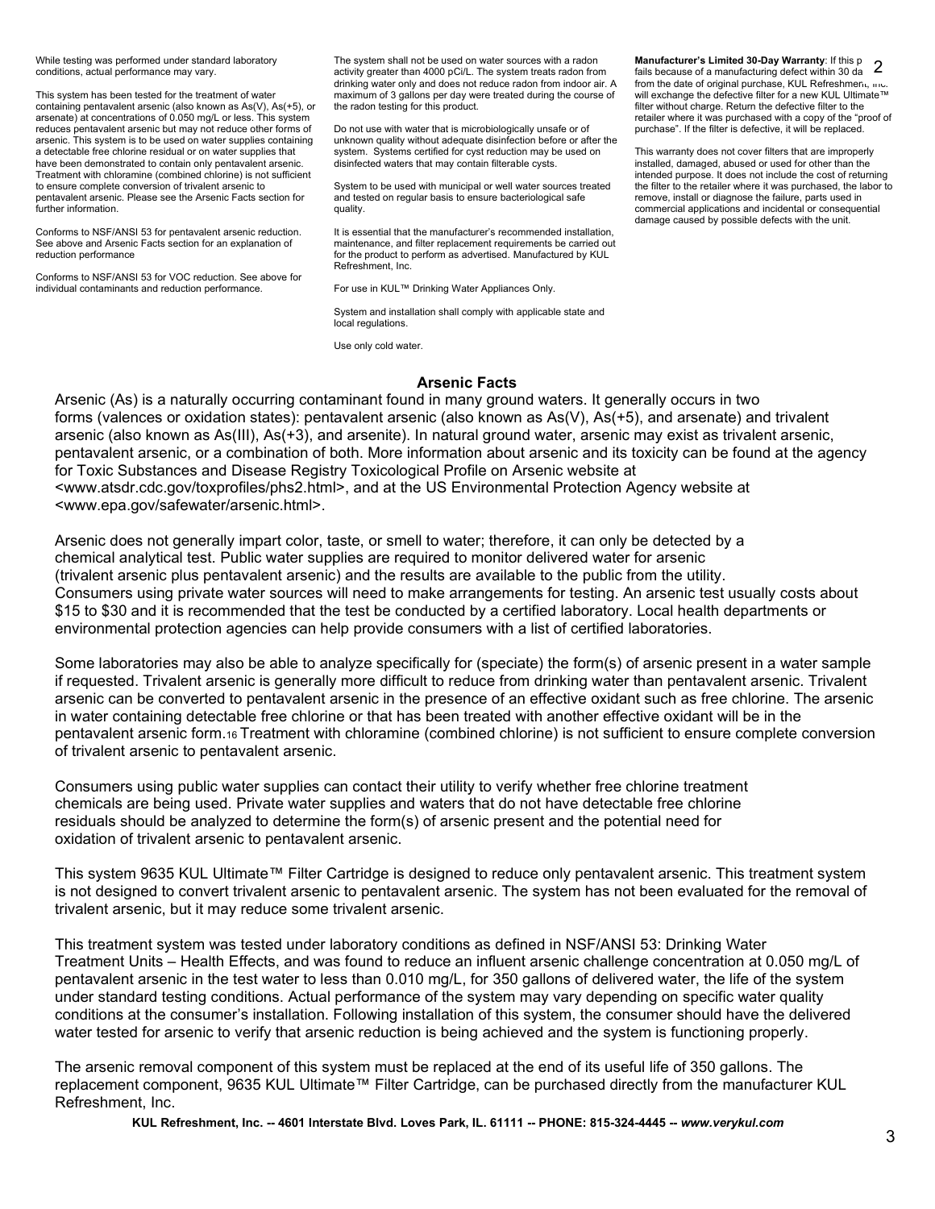While testing was performed under standard laboratory conditions, actual performance may vary.

This system has been tested for the treatment of water containing pentavalent arsenic (also known as As(V), As(+5), or arsenate) at concentrations of 0.050 mg/L or less. This system reduces pentavalent arsenic but may not reduce other forms of arsenic. This system is to be used on water supplies containing a detectable free chlorine residual or on water supplies that have been demonstrated to contain only pentavalent arsenic. Treatment with chloramine (combined chlorine) is not sufficient to ensure complete conversion of trivalent arsenic to pentavalent arsenic. Please see the Arsenic Facts section for further information.

Conforms to NSF/ANSI 53 for pentavalent arsenic reduction. See above and Arsenic Facts section for an explanation of reduction performance

Conforms to NSF/ANSI 53 for VOC reduction. See above for individual contaminants and reduction performance.

The system shall not be used on water sources with a radon activity greater than 4000 pCi/L. The system treats radon from drinking water only and does not reduce radon from indoor air. A maximum of 3 gallons per day were treated during the course of the radon testing for this product.

Do not use with water that is microbiologically unsafe or of unknown quality without adequate disinfection before or after the system. Systems certified for cyst reduction may be used on disinfected waters that may contain filterable cysts.

System to be used with municipal or well water sources treated and tested on regular basis to ensure bacteriological safe quality.

It is essential that the manufacturer's recommended installation, maintenance, and filter replacement requirements be carried out for the product to perform as advertised. Manufactured by KUL Refreshment, Inc.

For use in KUL™ Drinking Water Appliances Only.

System and installation shall comply with applicable state and local regulations.

Use only cold water.

**Manufacturer's Limited 30-Day Warranty**: If this product fails because of a manufacturing defect within 30 days from the date of original purchase, KUL Refreshment, Inc. will exchange the defective filter for a new KUL Ultimate™ filter without charge. Return the defective filter to the retailer where it was purchased with a copy of the "proof of purchase". If the filter is defective, it will be replaced.

This warranty does not cover filters that are improperly installed, damaged, abused or used for other than the intended purpose. It does not include the cost of returning the filter to the retailer where it was purchased, the labor to remove, install or diagnose the failure, parts used in commercial applications and incidental or consequential damage caused by possible defects with the unit.

## Arsenic Facts

Arsenic (As) is a naturally occurring contaminant found in many ground waters. It generally occurs in two forms (valences or oxidation states): pentavalent arsenic (also known as As(V), As(+5), and arsenate) and trivalent arsenic (also known as As(III), As(+3), and arsenite). In natural ground water, arsenic may exist as trivalent arsenic, pentavalent arsenic, or a combination of both. More information about arsenic and its toxicity can be found at the agency for Toxic Substances and Disease Registry Toxicological Profile on Arsenic website at <www.atsdr.cdc.gov/toxprofiles/phs2.html>, and at the US Environmental Protection Agency website at <www.epa.gov/safewater/arsenic.html>.

Arsenic does not generally impart color, taste, or smell to water; therefore, it can only be detected by a chemical analytical test. Public water supplies are required to monitor delivered water for arsenic (trivalent arsenic plus pentavalent arsenic) and the results are available to the public from the utility. Consumers using private water sources will need to make arrangements for testing. An arsenic test usually costs about $15 to $30 and it is recommended that the test be conducted by a certified laboratory. Local health departments or environmental protection agencies can help provide consumers with a list of certified laboratories.

Some laboratories may also be able to analyze specifically for (speciate) the form(s) of arsenic present in a water sample if requested. Trivalent arsenic is generally more difficult to reduce from drinking water than pentavalent arsenic. Trivalent arsenic can be converted to pentavalent arsenic in the presence of an effective oxidant such as free chlorine. The arsenic in water containing detectable free chlorine or that has been treated with another effective oxidant will be in the pentavalent arsenic form.[16] Treatment with chloramine (combined chlorine) is not sufficient to ensure complete conversion of trivalent arsenic to pentavalent arsenic.

Consumers using public water supplies can contact their utility to verify whether free chlorine treatment chemicals are being used. Private water supplies and waters that do not have detectable free chlorine residuals should be analyzed to determine the form(s) of arsenic present and the potential need for oxidation of trivalent arsenic to pentavalent arsenic.

This system 9635 KUL Ultimate™ Filter Cartridge is designed to reduce only pentavalent arsenic. This treatment system is not designed to convert trivalent arsenic to pentavalent arsenic. The system has not been evaluated for the removal of trivalent arsenic, but it may reduce some trivalent arsenic.

This treatment system was tested under laboratory conditions as defined in NSF/ANSI 53: Drinking Water Treatment Units – Health Effects, and was found to reduce an influent arsenic challenge concentration at 0.050 mg/L of pentavalent arsenic in the test water to less than 0.010 mg/L, for 350 gallons of delivered water, the life of the system under standard testing conditions. Actual performance of the system may vary depending on specific water quality conditions at the consumer's installation. Following installation of this system, the consumer should have the delivered water tested for arsenic to verify that arsenic reduction is being achieved and the system is functioning properly.

The arsenic removal component of this system must be replaced at the end of its useful life of 350 gallons. The replacement component, 9635 KUL Ultimate™ Filter Cartridge, can be purchased directly from the manufacturer KUL Refreshment, Inc.

**KUL Refreshment, Inc. -- 4601 Interstate Blvd. Loves Park, IL. 61111 -- PHONE: 815-324-4445 -- *www.verykul.com***